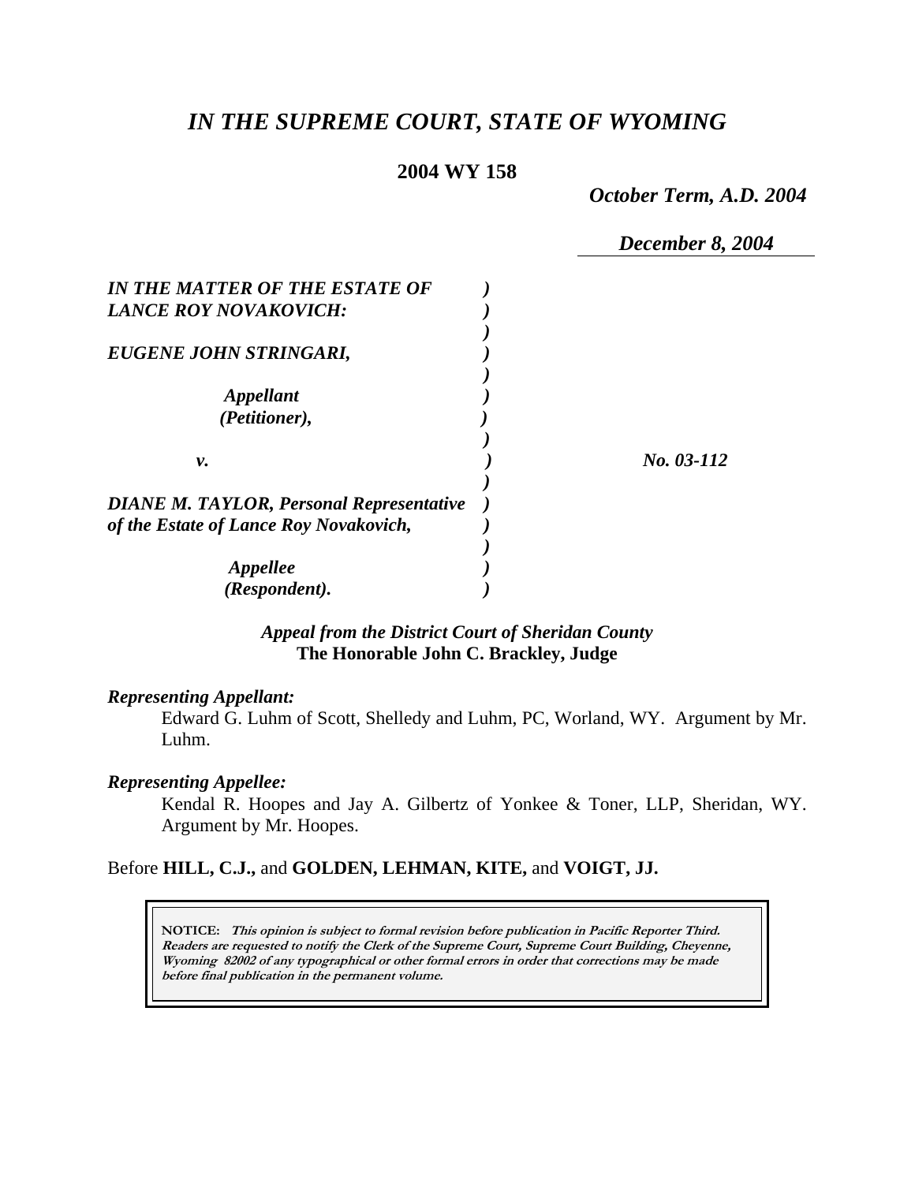# *IN THE SUPREME COURT, STATE OF WYOMING*

**2004 WY 158**

*October Term, A.D. 2004*

*December 8, 2004*

***IN THE MATTER OF THE ESTATE OF LANCE ROY NOVAKOVICH:***

***EUGENE JOHN STRINGARI,***

***Appellant (Petitioner),***

***v.***

***DIANE M. TAYLOR, Personal Representative of the Estate of Lance Roy Novakovich,***

***Appellee (Respondent).***

***No. 03-112***

*Appeal from the District Court of Sheridan County*
**The Honorable John C. Brackley, Judge**

***Representing Appellant:***

Edward G. Luhm of Scott, Shelledy and Luhm, PC, Worland, WY. Argument by Mr. Luhm.

***Representing Appellee:***

Kendal R. Hoopes and Jay A. Gilbertz of Yonkee & Toner, LLP, Sheridan, WY. Argument by Mr. Hoopes.

Before **HILL, C.J.,** and **GOLDEN, LEHMAN, KITE,** and **VOIGT, JJ.**

**NOTICE:** ***This opinion is subject to formal revision before publication in Pacific Reporter Third. Readers are requested to notify the Clerk of the Supreme Court, Supreme Court Building, Cheyenne, Wyoming 82002 of any typographical or other formal errors in order that corrections may be made before final publication in the permanent volume.***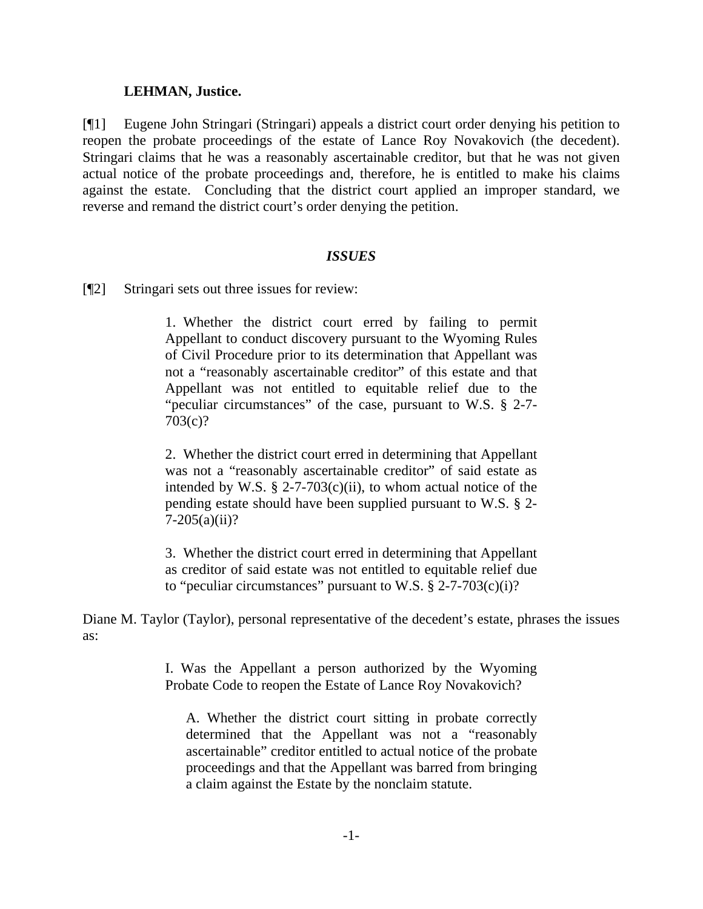**LEHMAN, Justice.**

[¶1] Eugene John Stringari (Stringari) appeals a district court order denying his petition to reopen the probate proceedings of the estate of Lance Roy Novakovich (the decedent). Stringari claims that he was a reasonably ascertainable creditor, but that he was not given actual notice of the probate proceedings and, therefore, he is entitled to make his claims against the estate. Concluding that the district court applied an improper standard, we reverse and remand the district court's order denying the petition.

### *ISSUES*

[¶2] Stringari sets out three issues for review:

> 1. Whether the district court erred by failing to permit Appellant to conduct discovery pursuant to the Wyoming Rules of Civil Procedure prior to its determination that Appellant was not a "reasonably ascertainable creditor" of this estate and that Appellant was not entitled to equitable relief due to the "peculiar circumstances" of the case, pursuant to W.S. § 2-7-703(c)?
>
> 2. Whether the district court erred in determining that Appellant was not a "reasonably ascertainable creditor" of said estate as intended by W.S. § 2-7-703(c)(ii), to whom actual notice of the pending estate should have been supplied pursuant to W.S. § 2-7-205(a)(ii)?
>
> 3. Whether the district court erred in determining that Appellant as creditor of said estate was not entitled to equitable relief due to "peculiar circumstances" pursuant to W.S. § 2-7-703(c)(i)?

Diane M. Taylor (Taylor), personal representative of the decedent's estate, phrases the issues as:

> I. Was the Appellant a person authorized by the Wyoming Probate Code to reopen the Estate of Lance Roy Novakovich?
>
> > A. Whether the district court sitting in probate correctly determined that the Appellant was not a "reasonably ascertainable" creditor entitled to actual notice of the probate proceedings and that the Appellant was barred from bringing a claim against the Estate by the nonclaim statute.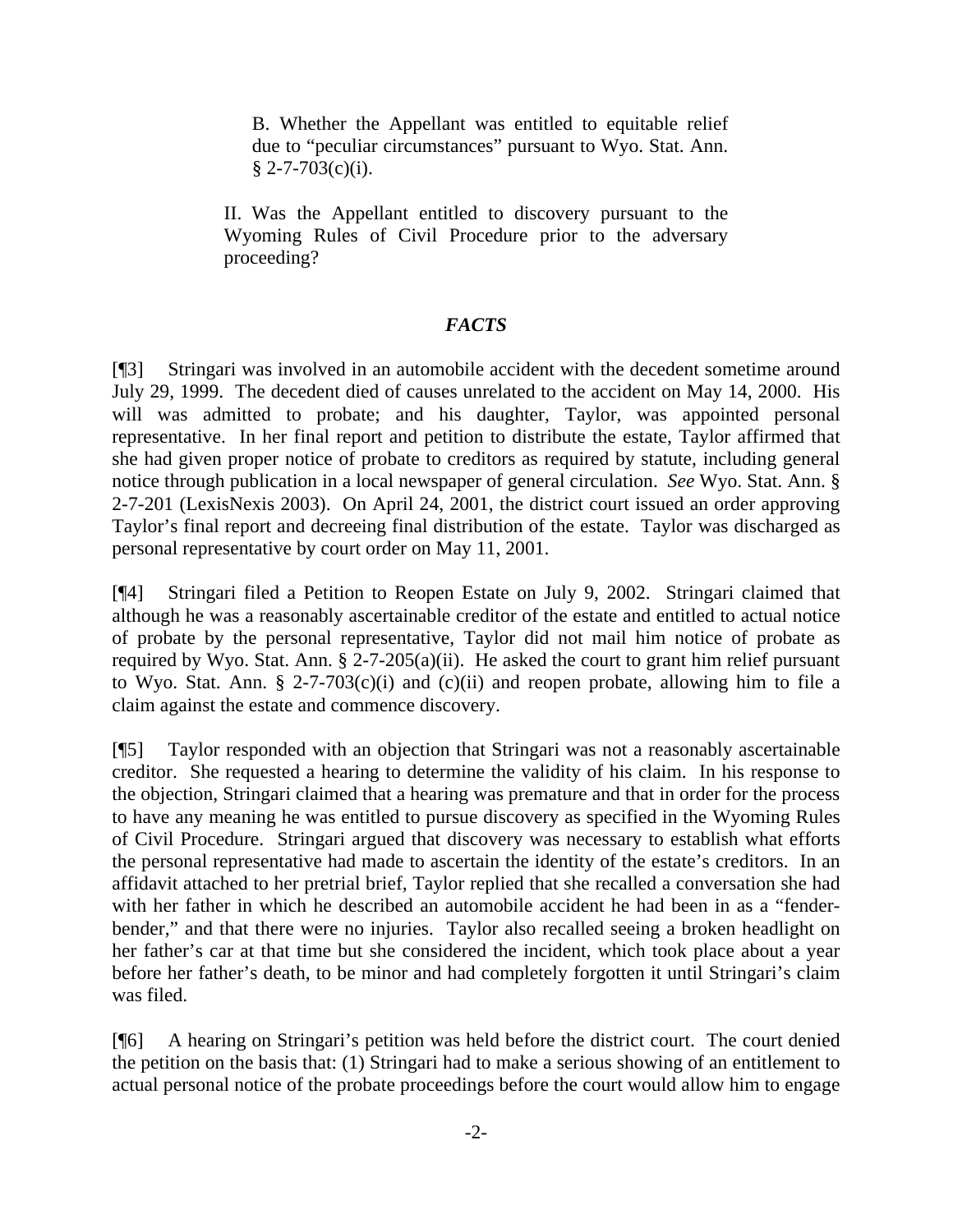> B. Whether the Appellant was entitled to equitable relief due to "peculiar circumstances" pursuant to Wyo. Stat. Ann. § 2-7-703(c)(i).

> II. Was the Appellant entitled to discovery pursuant to the Wyoming Rules of Civil Procedure prior to the adversary proceeding?

## *FACTS*

[¶3] Stringari was involved in an automobile accident with the decedent sometime around July 29, 1999. The decedent died of causes unrelated to the accident on May 14, 2000. His will was admitted to probate; and his daughter, Taylor, was appointed personal representative. In her final report and petition to distribute the estate, Taylor affirmed that she had given proper notice of probate to creditors as required by statute, including general notice through publication in a local newspaper of general circulation. *See* Wyo. Stat. Ann. § 2-7-201 (LexisNexis 2003). On April 24, 2001, the district court issued an order approving Taylor's final report and decreeing final distribution of the estate. Taylor was discharged as personal representative by court order on May 11, 2001.

[¶4] Stringari filed a Petition to Reopen Estate on July 9, 2002. Stringari claimed that although he was a reasonably ascertainable creditor of the estate and entitled to actual notice of probate by the personal representative, Taylor did not mail him notice of probate as required by Wyo. Stat. Ann. § 2-7-205(a)(ii). He asked the court to grant him relief pursuant to Wyo. Stat. Ann. § 2-7-703(c)(i) and (c)(ii) and reopen probate, allowing him to file a claim against the estate and commence discovery.

[¶5] Taylor responded with an objection that Stringari was not a reasonably ascertainable creditor. She requested a hearing to determine the validity of his claim. In his response to the objection, Stringari claimed that a hearing was premature and that in order for the process to have any meaning he was entitled to pursue discovery as specified in the Wyoming Rules of Civil Procedure. Stringari argued that discovery was necessary to establish what efforts the personal representative had made to ascertain the identity of the estate's creditors. In an affidavit attached to her pretrial brief, Taylor replied that she recalled a conversation she had with her father in which he described an automobile accident he had been in as a "fender-bender," and that there were no injuries. Taylor also recalled seeing a broken headlight on her father's car at that time but she considered the incident, which took place about a year before her father's death, to be minor and had completely forgotten it until Stringari's claim was filed.

[¶6] A hearing on Stringari's petition was held before the district court. The court denied the petition on the basis that: (1) Stringari had to make a serious showing of an entitlement to actual personal notice of the probate proceedings before the court would allow him to engage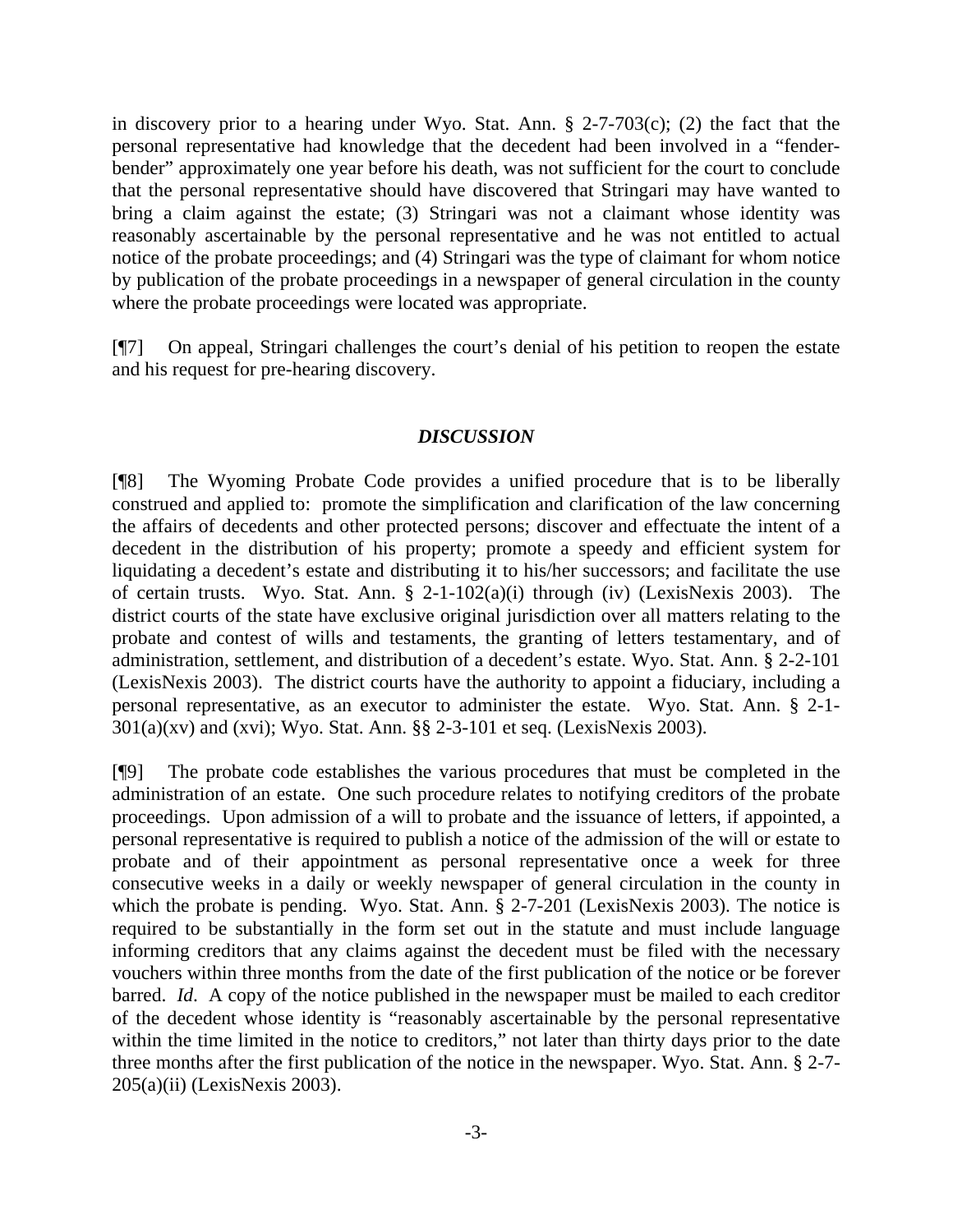in discovery prior to a hearing under Wyo. Stat. Ann. § 2-7-703(c); (2) the fact that the personal representative had knowledge that the decedent had been involved in a "fender-bender" approximately one year before his death, was not sufficient for the court to conclude that the personal representative should have discovered that Stringari may have wanted to bring a claim against the estate; (3) Stringari was not a claimant whose identity was reasonably ascertainable by the personal representative and he was not entitled to actual notice of the probate proceedings; and (4) Stringari was the type of claimant for whom notice by publication of the probate proceedings in a newspaper of general circulation in the county where the probate proceedings were located was appropriate.

[¶7] On appeal, Stringari challenges the court's denial of his petition to reopen the estate and his request for pre-hearing discovery.

## *DISCUSSION*

[¶8] The Wyoming Probate Code provides a unified procedure that is to be liberally construed and applied to: promote the simplification and clarification of the law concerning the affairs of decedents and other protected persons; discover and effectuate the intent of a decedent in the distribution of his property; promote a speedy and efficient system for liquidating a decedent's estate and distributing it to his/her successors; and facilitate the use of certain trusts. Wyo. Stat. Ann. § 2-1-102(a)(i) through (iv) (LexisNexis 2003). The district courts of the state have exclusive original jurisdiction over all matters relating to the probate and contest of wills and testaments, the granting of letters testamentary, and of administration, settlement, and distribution of a decedent's estate. Wyo. Stat. Ann. § 2-2-101 (LexisNexis 2003). The district courts have the authority to appoint a fiduciary, including a personal representative, as an executor to administer the estate. Wyo. Stat. Ann. § 2-1-301(a)(xv) and (xvi); Wyo. Stat. Ann. §§ 2-3-101 et seq. (LexisNexis 2003).

[¶9] The probate code establishes the various procedures that must be completed in the administration of an estate. One such procedure relates to notifying creditors of the probate proceedings. Upon admission of a will to probate and the issuance of letters, if appointed, a personal representative is required to publish a notice of the admission of the will or estate to probate and of their appointment as personal representative once a week for three consecutive weeks in a daily or weekly newspaper of general circulation in the county in which the probate is pending. Wyo. Stat. Ann. § 2-7-201 (LexisNexis 2003). The notice is required to be substantially in the form set out in the statute and must include language informing creditors that any claims against the decedent must be filed with the necessary vouchers within three months from the date of the first publication of the notice or be forever barred. *Id*. A copy of the notice published in the newspaper must be mailed to each creditor of the decedent whose identity is "reasonably ascertainable by the personal representative within the time limited in the notice to creditors," not later than thirty days prior to the date three months after the first publication of the notice in the newspaper. Wyo. Stat. Ann. § 2-7-205(a)(ii) (LexisNexis 2003).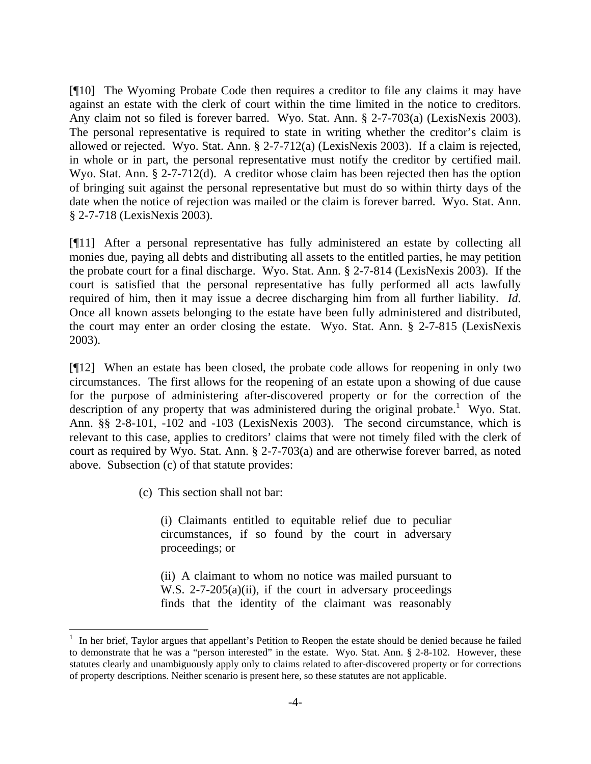[¶10] The Wyoming Probate Code then requires a creditor to file any claims it may have against an estate with the clerk of court within the time limited in the notice to creditors. Any claim not so filed is forever barred. Wyo. Stat. Ann. § 2-7-703(a) (LexisNexis 2003). The personal representative is required to state in writing whether the creditor's claim is allowed or rejected. Wyo. Stat. Ann. § 2-7-712(a) (LexisNexis 2003). If a claim is rejected, in whole or in part, the personal representative must notify the creditor by certified mail. Wyo. Stat. Ann. § 2-7-712(d). A creditor whose claim has been rejected then has the option of bringing suit against the personal representative but must do so within thirty days of the date when the notice of rejection was mailed or the claim is forever barred. Wyo. Stat. Ann. § 2-7-718 (LexisNexis 2003).

[¶11] After a personal representative has fully administered an estate by collecting all monies due, paying all debts and distributing all assets to the entitled parties, he may petition the probate court for a final discharge. Wyo. Stat. Ann. § 2-7-814 (LexisNexis 2003). If the court is satisfied that the personal representative has fully performed all acts lawfully required of him, then it may issue a decree discharging him from all further liability. *Id*. Once all known assets belonging to the estate have been fully administered and distributed, the court may enter an order closing the estate. Wyo. Stat. Ann. § 2-7-815 (LexisNexis 2003).

[¶12] When an estate has been closed, the probate code allows for reopening in only two circumstances. The first allows for the reopening of an estate upon a showing of due cause for the purpose of administering after-discovered property or for the correction of the description of any property that was administered during the original probate.[1] Wyo. Stat. Ann. §§ 2-8-101, -102 and -103 (LexisNexis 2003). The second circumstance, which is relevant to this case, applies to creditors' claims that were not timely filed with the clerk of court as required by Wyo. Stat. Ann. § 2-7-703(a) and are otherwise forever barred, as noted above. Subsection (c) of that statute provides:

> (c) This section shall not bar:
>
> (i) Claimants entitled to equitable relief due to peculiar circumstances, if so found by the court in adversary proceedings; or
>
> (ii) A claimant to whom no notice was mailed pursuant to W.S. 2-7-205(a)(ii), if the court in adversary proceedings finds that the identity of the claimant was reasonably

---

[1] In her brief, Taylor argues that appellant's Petition to Reopen the estate should be denied because he failed to demonstrate that he was a "person interested" in the estate. Wyo. Stat. Ann. § 2-8-102. However, these statutes clearly and unambiguously apply only to claims related to after-discovered property or for corrections of property descriptions. Neither scenario is present here, so these statutes are not applicable.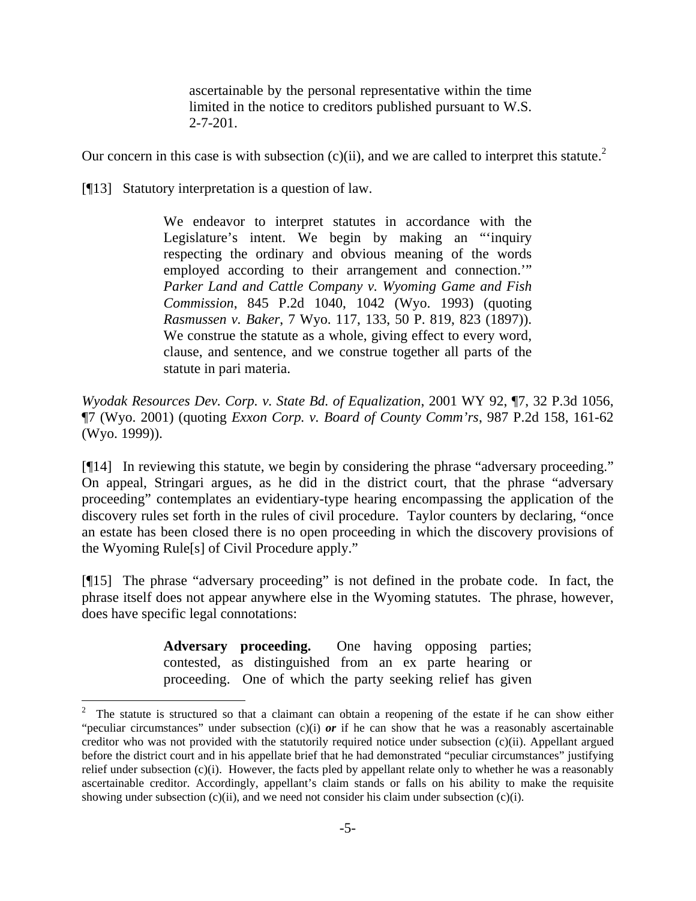> ascertainable by the personal representative within the time limited in the notice to creditors published pursuant to W.S. 2-7-201.

Our concern in this case is with subsection (c)(ii), and we are called to interpret this statute.[2]

[¶13] Statutory interpretation is a question of law.

> We endeavor to interpret statutes in accordance with the Legislature's intent. We begin by making an "'inquiry respecting the ordinary and obvious meaning of the words employed according to their arrangement and connection.'" *Parker Land and Cattle Company v. Wyoming Game and Fish Commission*, 845 P.2d 1040, 1042 (Wyo. 1993) (quoting *Rasmussen v. Baker*, 7 Wyo. 117, 133, 50 P. 819, 823 (1897)). We construe the statute as a whole, giving effect to every word, clause, and sentence, and we construe together all parts of the statute in pari materia.

*Wyodak Resources Dev. Corp. v. State Bd. of Equalization*, 2001 WY 92, ¶7, 32 P.3d 1056, ¶7 (Wyo. 2001) (quoting *Exxon Corp. v. Board of County Comm'rs*, 987 P.2d 158, 161-62 (Wyo. 1999)).

[¶14] In reviewing this statute, we begin by considering the phrase "adversary proceeding." On appeal, Stringari argues, as he did in the district court, that the phrase "adversary proceeding" contemplates an evidentiary-type hearing encompassing the application of the discovery rules set forth in the rules of civil procedure. Taylor counters by declaring, "once an estate has been closed there is no open proceeding in which the discovery provisions of the Wyoming Rule[s] of Civil Procedure apply."

[¶15] The phrase "adversary proceeding" is not defined in the probate code. In fact, the phrase itself does not appear anywhere else in the Wyoming statutes. The phrase, however, does have specific legal connotations:

> **Adversary proceeding.** One having opposing parties; contested, as distinguished from an ex parte hearing or proceeding. One of which the party seeking relief has given

---

[2] The statute is structured so that a claimant can obtain a reopening of the estate if he can show either "peculiar circumstances" under subsection (c)(i) ***or*** if he can show that he was a reasonably ascertainable creditor who was not provided with the statutorily required notice under subsection (c)(ii). Appellant argued before the district court and in his appellate brief that he had demonstrated "peculiar circumstances" justifying relief under subsection (c)(i). However, the facts pled by appellant relate only to whether he was a reasonably ascertainable creditor. Accordingly, appellant's claim stands or falls on his ability to make the requisite showing under subsection (c)(ii), and we need not consider his claim under subsection (c)(i).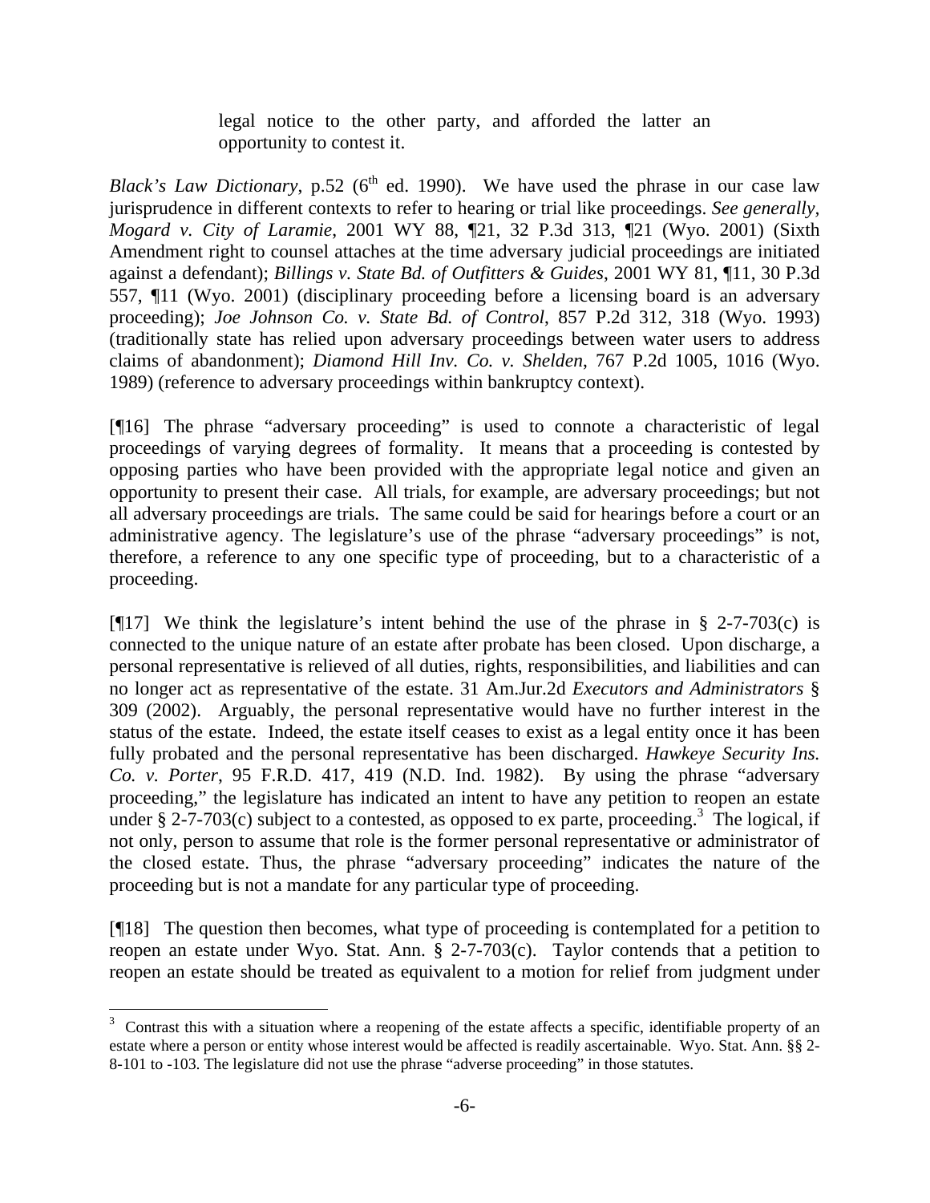legal notice to the other party, and afforded the latter an opportunity to contest it.

*Black's Law Dictionary*, p.52 (6th ed. 1990). We have used the phrase in our case law jurisprudence in different contexts to refer to hearing or trial like proceedings. *See generally*, *Mogard v. City of Laramie*, 2001 WY 88, ¶21, 32 P.3d 313, ¶21 (Wyo. 2001) (Sixth Amendment right to counsel attaches at the time adversary judicial proceedings are initiated against a defendant); *Billings v. State Bd. of Outfitters & Guides*, 2001 WY 81, ¶11, 30 P.3d 557, ¶11 (Wyo. 2001) (disciplinary proceeding before a licensing board is an adversary proceeding); *Joe Johnson Co. v. State Bd. of Control*, 857 P.2d 312, 318 (Wyo. 1993) (traditionally state has relied upon adversary proceedings between water users to address claims of abandonment); *Diamond Hill Inv. Co. v. Shelden*, 767 P.2d 1005, 1016 (Wyo. 1989) (reference to adversary proceedings within bankruptcy context).

[¶16] The phrase "adversary proceeding" is used to connote a characteristic of legal proceedings of varying degrees of formality. It means that a proceeding is contested by opposing parties who have been provided with the appropriate legal notice and given an opportunity to present their case. All trials, for example, are adversary proceedings; but not all adversary proceedings are trials. The same could be said for hearings before a court or an administrative agency. The legislature's use of the phrase "adversary proceedings" is not, therefore, a reference to any one specific type of proceeding, but to a characteristic of a proceeding.

[¶17] We think the legislature's intent behind the use of the phrase in § 2-7-703(c) is connected to the unique nature of an estate after probate has been closed. Upon discharge, a personal representative is relieved of all duties, rights, responsibilities, and liabilities and can no longer act as representative of the estate. 31 Am.Jur.2d *Executors and Administrators* § 309 (2002). Arguably, the personal representative would have no further interest in the status of the estate. Indeed, the estate itself ceases to exist as a legal entity once it has been fully probated and the personal representative has been discharged. *Hawkeye Security Ins. Co. v. Porter*, 95 F.R.D. 417, 419 (N.D. Ind. 1982). By using the phrase "adversary proceeding," the legislature has indicated an intent to have any petition to reopen an estate under § 2-7-703(c) subject to a contested, as opposed to ex parte, proceeding.[3] The logical, if not only, person to assume that role is the former personal representative or administrator of the closed estate. Thus, the phrase "adversary proceeding" indicates the nature of the proceeding but is not a mandate for any particular type of proceeding.

[¶18] The question then becomes, what type of proceeding is contemplated for a petition to reopen an estate under Wyo. Stat. Ann. § 2-7-703(c). Taylor contends that a petition to reopen an estate should be treated as equivalent to a motion for relief from judgment under

---

[3] Contrast this with a situation where a reopening of the estate affects a specific, identifiable property of an estate where a person or entity whose interest would be affected is readily ascertainable. Wyo. Stat. Ann. §§ 2-8-101 to -103. The legislature did not use the phrase "adverse proceeding" in those statutes.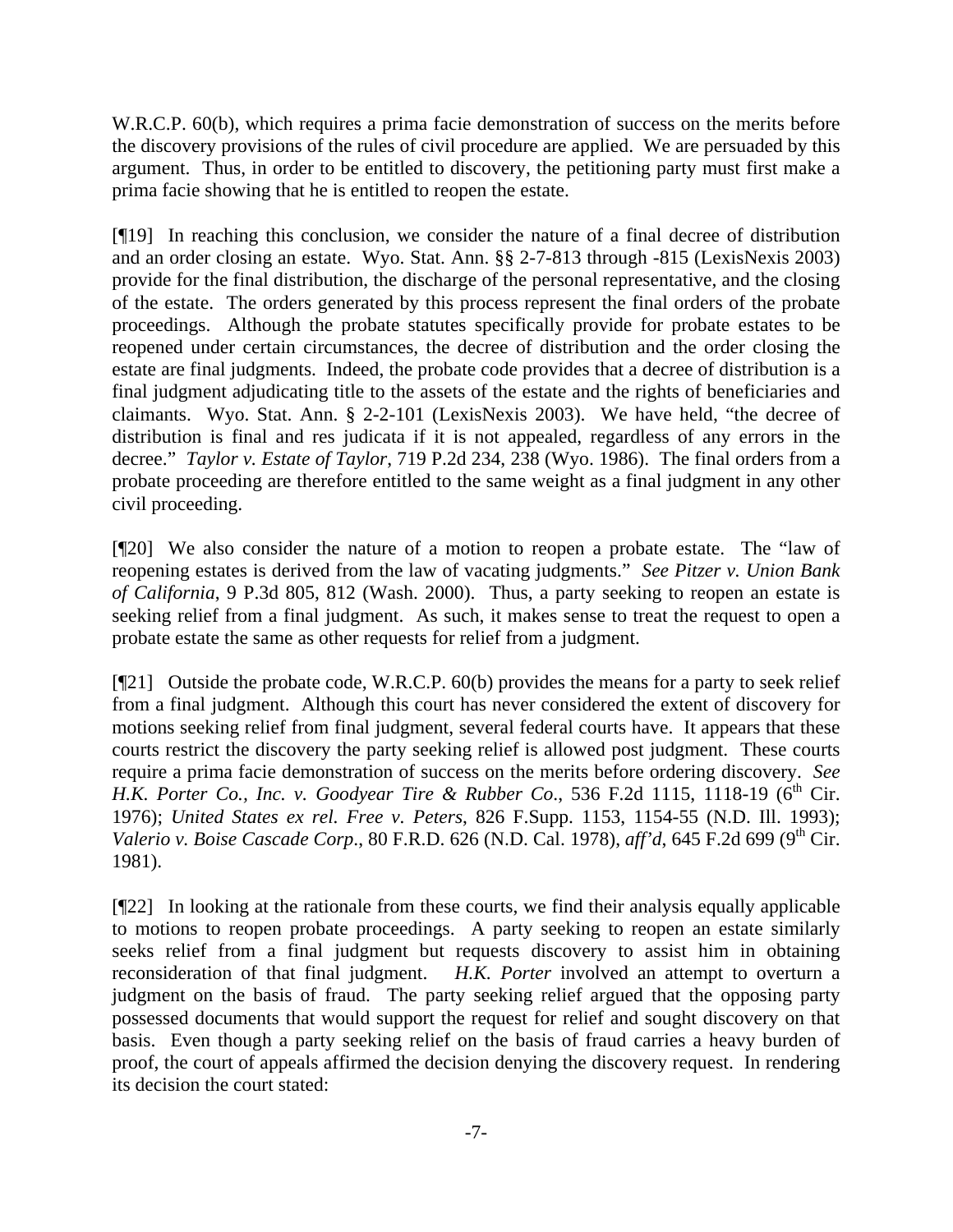W.R.C.P. 60(b), which requires a prima facie demonstration of success on the merits before the discovery provisions of the rules of civil procedure are applied. We are persuaded by this argument. Thus, in order to be entitled to discovery, the petitioning party must first make a prima facie showing that he is entitled to reopen the estate.

[¶19] In reaching this conclusion, we consider the nature of a final decree of distribution and an order closing an estate. Wyo. Stat. Ann. §§ 2-7-813 through -815 (LexisNexis 2003) provide for the final distribution, the discharge of the personal representative, and the closing of the estate. The orders generated by this process represent the final orders of the probate proceedings. Although the probate statutes specifically provide for probate estates to be reopened under certain circumstances, the decree of distribution and the order closing the estate are final judgments. Indeed, the probate code provides that a decree of distribution is a final judgment adjudicating title to the assets of the estate and the rights of beneficiaries and claimants. Wyo. Stat. Ann. § 2-2-101 (LexisNexis 2003). We have held, "the decree of distribution is final and res judicata if it is not appealed, regardless of any errors in the decree." *Taylor v. Estate of Taylor*, 719 P.2d 234, 238 (Wyo. 1986). The final orders from a probate proceeding are therefore entitled to the same weight as a final judgment in any other civil proceeding.

[¶20] We also consider the nature of a motion to reopen a probate estate. The "law of reopening estates is derived from the law of vacating judgments." *See Pitzer v. Union Bank of California*, 9 P.3d 805, 812 (Wash. 2000). Thus, a party seeking to reopen an estate is seeking relief from a final judgment. As such, it makes sense to treat the request to open a probate estate the same as other requests for relief from a judgment.

[¶21] Outside the probate code, W.R.C.P. 60(b) provides the means for a party to seek relief from a final judgment. Although this court has never considered the extent of discovery for motions seeking relief from final judgment, several federal courts have. It appears that these courts restrict the discovery the party seeking relief is allowed post judgment. These courts require a prima facie demonstration of success on the merits before ordering discovery. *See H.K. Porter Co., Inc. v. Goodyear Tire & Rubber Co.*, 536 F.2d 1115, 1118-19 (6th Cir. 1976); *United States ex rel. Free v. Peters*, 826 F.Supp. 1153, 1154-55 (N.D. Ill. 1993); *Valerio v. Boise Cascade Corp.*, 80 F.R.D. 626 (N.D. Cal. 1978), *aff'd*, 645 F.2d 699 (9th Cir. 1981).

[¶22] In looking at the rationale from these courts, we find their analysis equally applicable to motions to reopen probate proceedings. A party seeking to reopen an estate similarly seeks relief from a final judgment but requests discovery to assist him in obtaining reconsideration of that final judgment. *H.K. Porter* involved an attempt to overturn a judgment on the basis of fraud. The party seeking relief argued that the opposing party possessed documents that would support the request for relief and sought discovery on that basis. Even though a party seeking relief on the basis of fraud carries a heavy burden of proof, the court of appeals affirmed the decision denying the discovery request. In rendering its decision the court stated: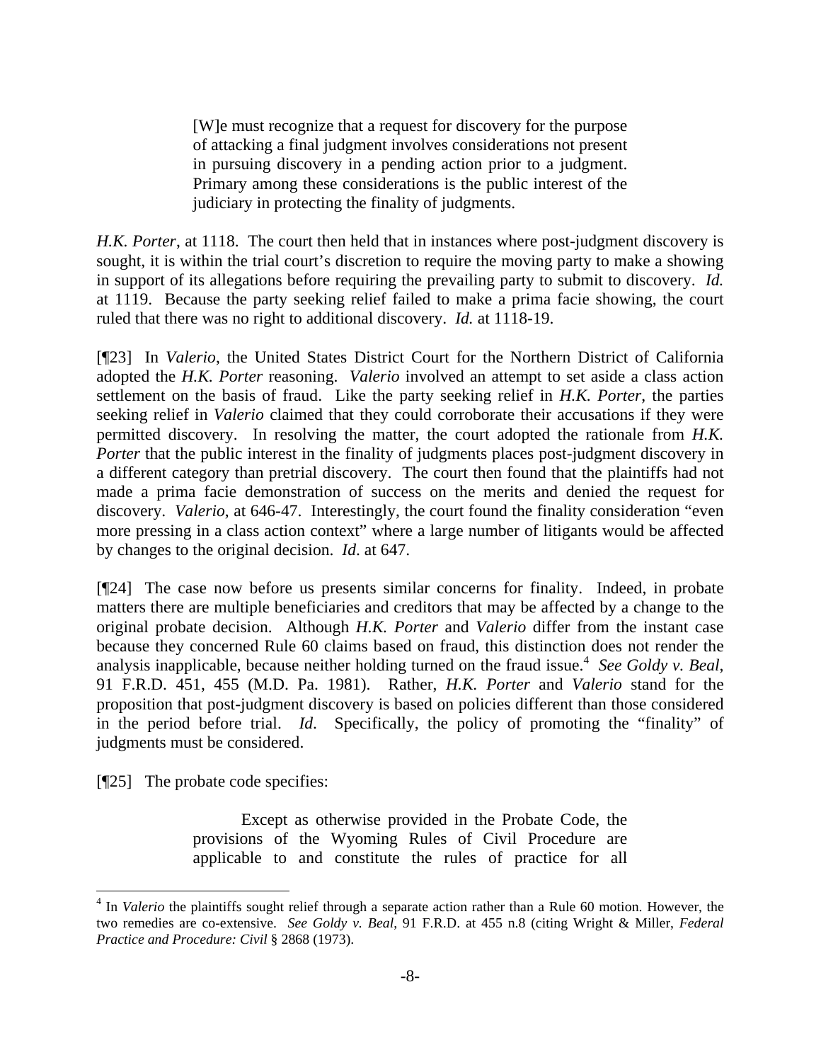> [W]e must recognize that a request for discovery for the purpose of attacking a final judgment involves considerations not present in pursuing discovery in a pending action prior to a judgment. Primary among these considerations is the public interest of the judiciary in protecting the finality of judgments.

*H.K. Porter*, at 1118. The court then held that in instances where post-judgment discovery is sought, it is within the trial court's discretion to require the moving party to make a showing in support of its allegations before requiring the prevailing party to submit to discovery. *Id.* at 1119. Because the party seeking relief failed to make a prima facie showing, the court ruled that there was no right to additional discovery. *Id.* at 1118-19.

[¶23] In *Valerio*, the United States District Court for the Northern District of California adopted the *H.K. Porter* reasoning. *Valerio* involved an attempt to set aside a class action settlement on the basis of fraud. Like the party seeking relief in *H.K. Porter*, the parties seeking relief in *Valerio* claimed that they could corroborate their accusations if they were permitted discovery. In resolving the matter, the court adopted the rationale from *H.K. Porter* that the public interest in the finality of judgments places post-judgment discovery in a different category than pretrial discovery. The court then found that the plaintiffs had not made a prima facie demonstration of success on the merits and denied the request for discovery. *Valerio*, at 646-47. Interestingly, the court found the finality consideration "even more pressing in a class action context" where a large number of litigants would be affected by changes to the original decision. *Id*. at 647.

[¶24] The case now before us presents similar concerns for finality. Indeed, in probate matters there are multiple beneficiaries and creditors that may be affected by a change to the original probate decision. Although *H.K. Porter* and *Valerio* differ from the instant case because they concerned Rule 60 claims based on fraud, this distinction does not render the analysis inapplicable, because neither holding turned on the fraud issue.[4] *See Goldy v. Beal*, 91 F.R.D. 451, 455 (M.D. Pa. 1981). Rather, *H.K. Porter* and *Valerio* stand for the proposition that post-judgment discovery is based on policies different than those considered in the period before trial. *Id*. Specifically, the policy of promoting the "finality" of judgments must be considered.

[¶25] The probate code specifies:

> Except as otherwise provided in the Probate Code, the provisions of the Wyoming Rules of Civil Procedure are applicable to and constitute the rules of practice for all

---

[4] In *Valerio* the plaintiffs sought relief through a separate action rather than a Rule 60 motion. However, the two remedies are co-extensive. *See Goldy v. Beal*, 91 F.R.D. at 455 n.8 (citing Wright & Miller, *Federal Practice and Procedure: Civil* § 2868 (1973).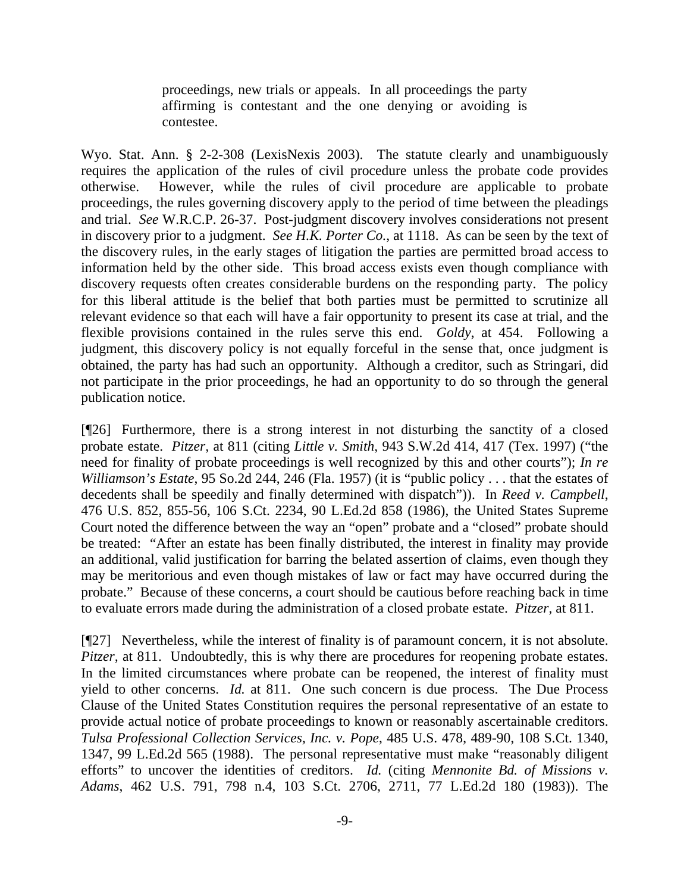> proceedings, new trials or appeals. In all proceedings the party affirming is contestant and the one denying or avoiding is contestee.

Wyo. Stat. Ann. § 2-2-308 (LexisNexis 2003). The statute clearly and unambiguously requires the application of the rules of civil procedure unless the probate code provides otherwise. However, while the rules of civil procedure are applicable to probate proceedings, the rules governing discovery apply to the period of time between the pleadings and trial. *See* W.R.C.P. 26-37. Post-judgment discovery involves considerations not present in discovery prior to a judgment. *See H.K. Porter Co.*, at 1118. As can be seen by the text of the discovery rules, in the early stages of litigation the parties are permitted broad access to information held by the other side. This broad access exists even though compliance with discovery requests often creates considerable burdens on the responding party. The policy for this liberal attitude is the belief that both parties must be permitted to scrutinize all relevant evidence so that each will have a fair opportunity to present its case at trial, and the flexible provisions contained in the rules serve this end. *Goldy*, at 454. Following a judgment, this discovery policy is not equally forceful in the sense that, once judgment is obtained, the party has had such an opportunity. Although a creditor, such as Stringari, did not participate in the prior proceedings, he had an opportunity to do so through the general publication notice.

[¶26] Furthermore, there is a strong interest in not disturbing the sanctity of a closed probate estate. *Pitzer*, at 811 (citing *Little v. Smith*, 943 S.W.2d 414, 417 (Tex. 1997) ("the need for finality of probate proceedings is well recognized by this and other courts"); *In re Williamson's Estate*, 95 So.2d 244, 246 (Fla. 1957) (it is "public policy . . . that the estates of decedents shall be speedily and finally determined with dispatch")). In *Reed v. Campbell*, 476 U.S. 852, 855-56, 106 S.Ct. 2234, 90 L.Ed.2d 858 (1986), the United States Supreme Court noted the difference between the way an "open" probate and a "closed" probate should be treated: "After an estate has been finally distributed, the interest in finality may provide an additional, valid justification for barring the belated assertion of claims, even though they may be meritorious and even though mistakes of law or fact may have occurred during the probate." Because of these concerns, a court should be cautious before reaching back in time to evaluate errors made during the administration of a closed probate estate. *Pitzer,* at 811.

[¶27] Nevertheless, while the interest of finality is of paramount concern, it is not absolute. *Pitzer,* at 811. Undoubtedly, this is why there are procedures for reopening probate estates. In the limited circumstances where probate can be reopened, the interest of finality must yield to other concerns. *Id.* at 811. One such concern is due process. The Due Process Clause of the United States Constitution requires the personal representative of an estate to provide actual notice of probate proceedings to known or reasonably ascertainable creditors. *Tulsa Professional Collection Services, Inc. v. Pope*, 485 U.S. 478, 489-90, 108 S.Ct. 1340, 1347, 99 L.Ed.2d 565 (1988). The personal representative must make "reasonably diligent efforts" to uncover the identities of creditors. *Id.* (citing *Mennonite Bd. of Missions v. Adams*, 462 U.S. 791, 798 n.4, 103 S.Ct. 2706, 2711, 77 L.Ed.2d 180 (1983)). The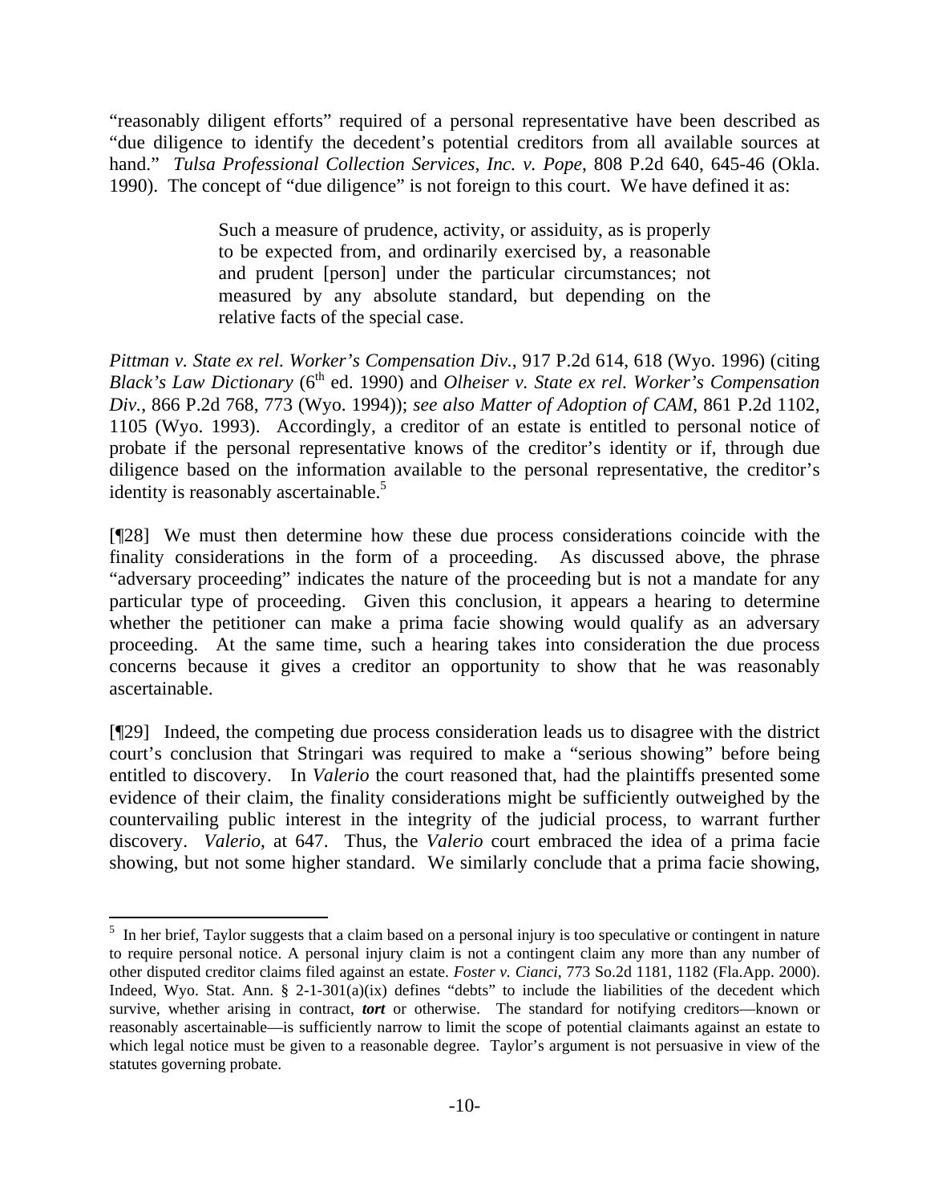"reasonably diligent efforts" required of a personal representative have been described as "due diligence to identify the decedent's potential creditors from all available sources at hand." *Tulsa Professional Collection Services, Inc. v. Pope*, 808 P.2d 640, 645-46 (Okla. 1990). The concept of "due diligence" is not foreign to this court. We have defined it as:

> Such a measure of prudence, activity, or assiduity, as is properly to be expected from, and ordinarily exercised by, a reasonable and prudent [person] under the particular circumstances; not measured by any absolute standard, but depending on the relative facts of the special case.

*Pittman v. State ex rel. Worker's Compensation Div.*, 917 P.2d 614, 618 (Wyo. 1996) (citing *Black's Law Dictionary* (6th ed. 1990) and *Olheiser v. State ex rel. Worker's Compensation Div.*, 866 P.2d 768, 773 (Wyo. 1994)); *see also Matter of Adoption of CAM*, 861 P.2d 1102, 1105 (Wyo. 1993). Accordingly, a creditor of an estate is entitled to personal notice of probate if the personal representative knows of the creditor's identity or if, through due diligence based on the information available to the personal representative, the creditor's identity is reasonably ascertainable.[5]

[¶28] We must then determine how these due process considerations coincide with the finality considerations in the form of a proceeding. As discussed above, the phrase "adversary proceeding" indicates the nature of the proceeding but is not a mandate for any particular type of proceeding. Given this conclusion, it appears a hearing to determine whether the petitioner can make a prima facie showing would qualify as an adversary proceeding. At the same time, such a hearing takes into consideration the due process concerns because it gives a creditor an opportunity to show that he was reasonably ascertainable.

[¶29] Indeed, the competing due process consideration leads us to disagree with the district court's conclusion that Stringari was required to make a "serious showing" before being entitled to discovery. In *Valerio* the court reasoned that, had the plaintiffs presented some evidence of their claim, the finality considerations might be sufficiently outweighed by the countervailing public interest in the integrity of the judicial process, to warrant further discovery. *Valerio*, at 647. Thus, the *Valerio* court embraced the idea of a prima facie showing, but not some higher standard. We similarly conclude that a prima facie showing,

---

[5] In her brief, Taylor suggests that a claim based on a personal injury is too speculative or contingent in nature to require personal notice. A personal injury claim is not a contingent claim any more than any number of other disputed creditor claims filed against an estate. *Foster v. Cianci*, 773 So.2d 1181, 1182 (Fla.App. 2000). Indeed, Wyo. Stat. Ann. § 2-1-301(a)(ix) defines "debts" to include the liabilities of the decedent which survive, whether arising in contract, ***tort*** or otherwise. The standard for notifying creditors—known or reasonably ascertainable—is sufficiently narrow to limit the scope of potential claimants against an estate to which legal notice must be given to a reasonable degree. Taylor's argument is not persuasive in view of the statutes governing probate.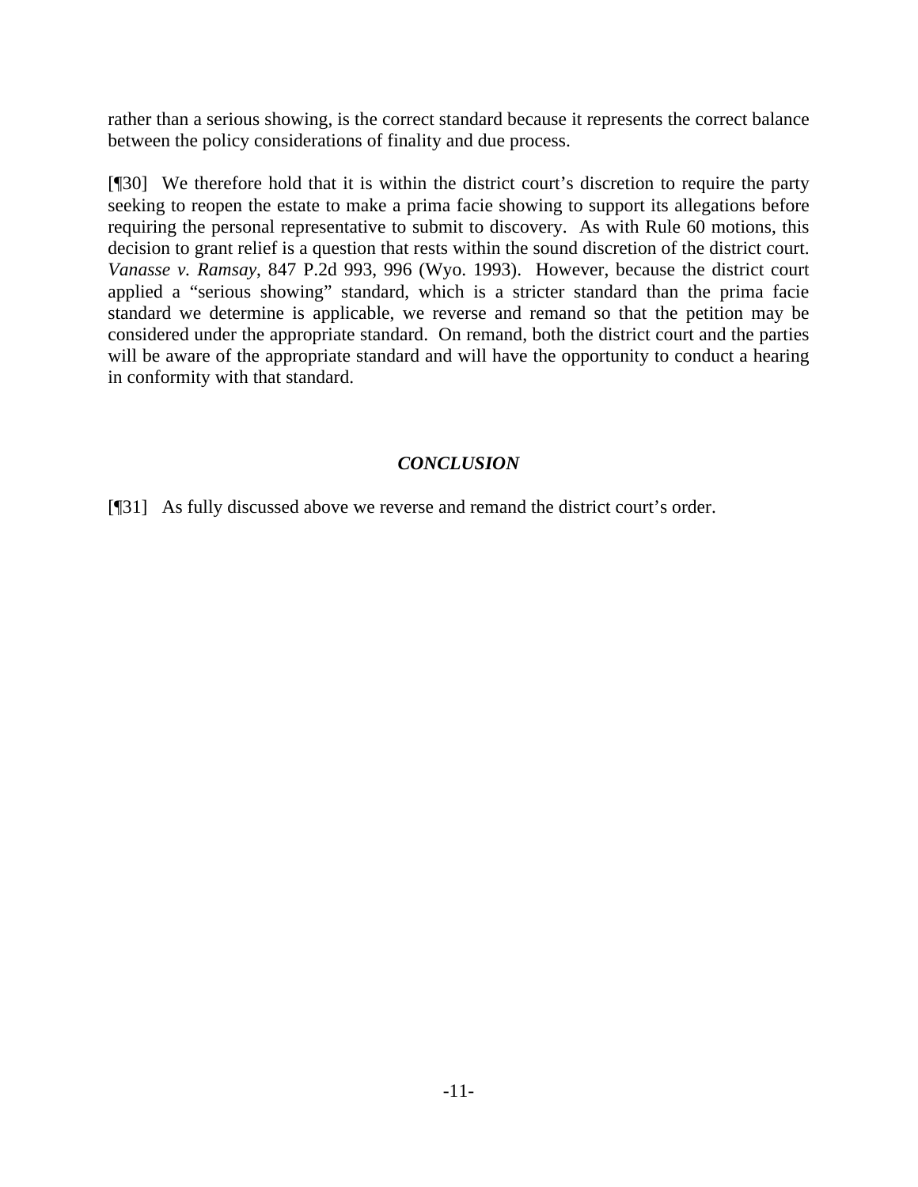rather than a serious showing, is the correct standard because it represents the correct balance between the policy considerations of finality and due process.

[¶30] We therefore hold that it is within the district court's discretion to require the party seeking to reopen the estate to make a prima facie showing to support its allegations before requiring the personal representative to submit to discovery. As with Rule 60 motions, this decision to grant relief is a question that rests within the sound discretion of the district court. *Vanasse v. Ramsay*, 847 P.2d 993, 996 (Wyo. 1993). However, because the district court applied a "serious showing" standard, which is a stricter standard than the prima facie standard we determine is applicable, we reverse and remand so that the petition may be considered under the appropriate standard. On remand, both the district court and the parties will be aware of the appropriate standard and will have the opportunity to conduct a hearing in conformity with that standard.

## ***CONCLUSION***

[¶31] As fully discussed above we reverse and remand the district court's order.